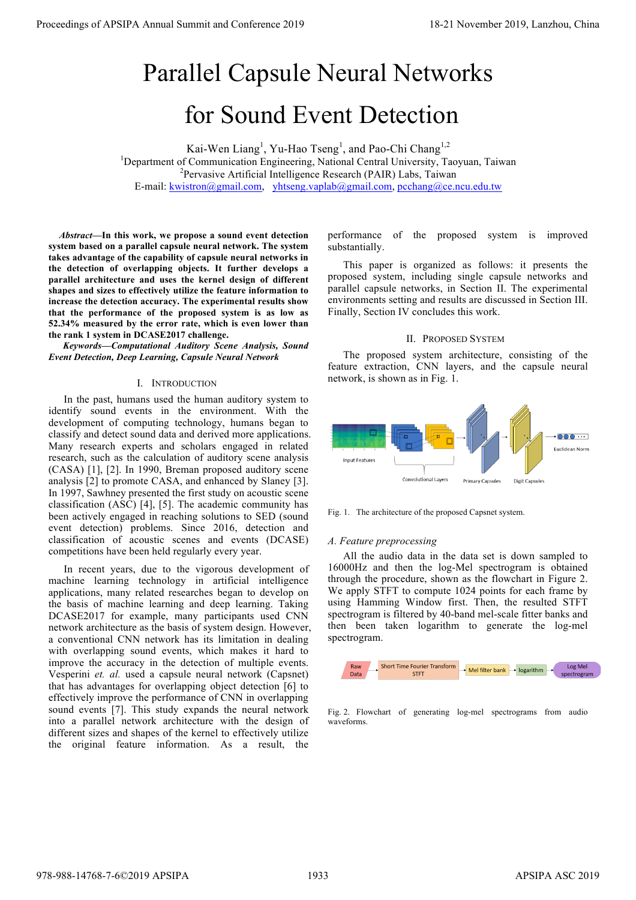# Parallel Capsule Neural Networks for Sound Event Detection

Kai-Wen Liang[1], Yu-Hao Tseng[1], and Pao-Chi Chang[1,2]

[1]Department of Communication Engineering, National Central University, Taoyuan, Taiwan
[2]Pervasive Artificial Intelligence Research (PAIR) Labs, Taiwan
E-mail: kwistron@gmail.com, yhtseng.vaplab@gmail.com, pcchang@ce.ncu.edu.tw

***Abstract*—In this work, we propose a sound event detection system based on a parallel capsule neural network. The system takes advantage of the capability of capsule neural networks in the detection of overlapping objects. It further develops a parallel architecture and uses the kernel design of different shapes and sizes to effectively utilize the feature information to increase the detection accuracy. The experimental results show that the performance of the proposed system is as low as 52.34% measured by the error rate, which is even lower than the rank 1 system in DCASE2017 challenge.**

***Keywords*—Computational Auditory Scene Analysis, Sound Event Detection, Deep Learning, Capsule Neural Network**

## I. Introduction

In the past, humans used the human auditory system to identify sound events in the environment. With the development of computing technology, humans began to classify and detect sound data and derived more applications. Many research experts and scholars engaged in related research, such as the calculation of auditory scene analysis (CASA) [1], [2]. In 1990, Breman proposed auditory scene analysis [2] to promote CASA, and enhanced by Slaney [3]. In 1997, Sawhney presented the first study on acoustic scene classification (ASC) [4], [5]. The academic community has been actively engaged in reaching solutions to SED (sound event detection) problems. Since 2016, detection and classification of acoustic scenes and events (DCASE) competitions have been held regularly every year.

In recent years, due to the vigorous development of machine learning technology in artificial intelligence applications, many related researches began to develop on the basis of machine learning and deep learning. Taking DCASE2017 for example, many participants used CNN network architecture as the basis of system design. However, a conventional CNN network has its limitation in dealing with overlapping sound events, which makes it hard to improve the accuracy in the detection of multiple events. Vesperini *et. al.* used a capsule neural network (Capsnet) that has advantages for overlapping object detection [6] to effectively improve the performance of CNN in overlapping sound events [7]. This study expands the neural network into a parallel network architecture with the design of different sizes and shapes of the kernel to effectively utilize the original feature information. As a result, the performance of the proposed system is improved substantially.

This paper is organized as follows: it presents the proposed system, including single capsule networks and parallel capsule networks, in Section II. The experimental environments setting and results are discussed in Section III. Finally, Section IV concludes this work.

## II. Proposed System

The proposed system architecture, consisting of the feature extraction, CNN layers, and the capsule neural network, is shown as in Fig. 1.

Fig. 1. The architecture of the proposed Capsnet system.

### A. Feature preprocessing

All the audio data in the data set is down sampled to 16000Hz and then the log-Mel spectrogram is obtained through the procedure, shown as the flowchart in Figure 2. We apply STFT to compute 1024 points for each frame by using Hamming Window first. Then, the resulted STFT spectrogram is filtered by 40-band mel-scale fitter banks and then been taken logarithm to generate the log-mel spectrogram.

Fig. 2. Flowchart of generating log-mel spectrograms from audio waveforms.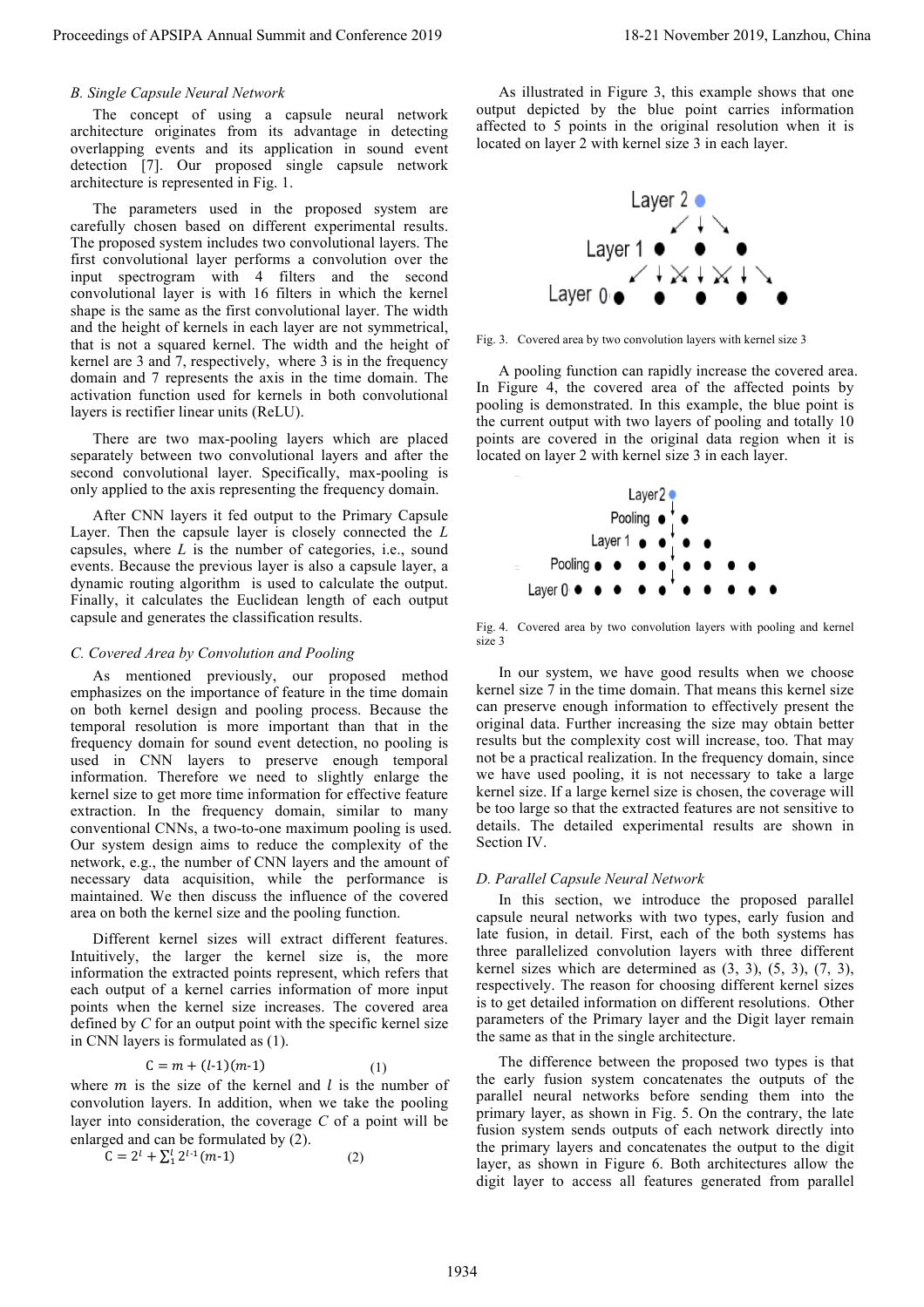### B. Single Capsule Neural Network

The concept of using a capsule neural network architecture originates from its advantage in detecting overlapping events and its application in sound event detection [7]. Our proposed single capsule network architecture is represented in Fig. 1.

The parameters used in the proposed system are carefully chosen based on different experimental results. The proposed system includes two convolutional layers. The first convolutional layer performs a convolution over the input spectrogram with 4 filters and the second convolutional layer is with 16 filters in which the kernel shape is the same as the first convolutional layer. The width and the height of kernels in each layer are not symmetrical, that is not a squared kernel. The width and the height of kernel are 3 and 7, respectively, where 3 is in the frequency domain and 7 represents the axis in the time domain. The activation function used for kernels in both convolutional layers is rectifier linear units (ReLU).

There are two max-pooling layers which are placed separately between two convolutional layers and after the second convolutional layer. Specifically, max-pooling is only applied to the axis representing the frequency domain.

After CNN layers it fed output to the Primary Capsule Layer. Then the capsule layer is closely connected the $L$ capsules, where $L$ is the number of categories, i.e., sound events. Because the previous layer is also a capsule layer, a dynamic routing algorithm is used to calculate the output. Finally, it calculates the Euclidean length of each output capsule and generates the classification results.

### C. Covered Area by Convolution and Pooling

As mentioned previously, our proposed method emphasizes on the importance of feature in the time domain on both kernel design and pooling process. Because the temporal resolution is more important than that in the frequency domain for sound event detection, no pooling is used in CNN layers to preserve enough temporal information. Therefore we need to slightly enlarge the kernel size to get more time information for effective feature extraction. In the frequency domain, similar to many conventional CNNs, a two-to-one maximum pooling is used. Our system design aims to reduce the complexity of the network, e.g., the number of CNN layers and the amount of necessary data acquisition, while the performance is maintained. We then discuss the influence of the covered area on both the kernel size and the pooling function.

Different kernel sizes will extract different features. Intuitively, the larger the kernel size is, the more information the extracted points represent, which refers that each output of a kernel carries information of more input points when the kernel size increases. The covered area defined by $C$ for an output point with the specific kernel size in CNN layers is formulated as (1).

$$C = m + (l\text{-}1)(m\text{-}1) \tag{1}$$

where $m$ is the size of the kernel and $l$ is the number of convolution layers. In addition, when we take the pooling layer into consideration, the coverage $C$ of a point will be enlarged and can be formulated by (2).

$$C = 2^{l} + \sum_{1}^{l} 2^{l\text{-}1}(m\text{-}1) \tag{2}$$

As illustrated in Figure 3, this example shows that one output depicted by the blue point carries information affected to 5 points in the original resolution when it is located on layer 2 with kernel size 3 in each layer.

Fig. 3. Covered area by two convolution layers with kernel size 3

A pooling function can rapidly increase the covered area. In Figure 4, the covered area of the affected points by pooling is demonstrated. In this example, the blue point is the current output with two layers of pooling and totally 10 points are covered in the original data region when it is located on layer 2 with kernel size 3 in each layer.

Fig. 4. Covered area by two convolution layers with pooling and kernel size 3

In our system, we have good results when we choose kernel size 7 in the time domain. That means this kernel size can preserve enough information to effectively present the original data. Further increasing the size may obtain better results but the complexity cost will increase, too. That may not be a practical realization. In the frequency domain, since we have used pooling, it is not necessary to take a large kernel size. If a large kernel size is chosen, the coverage will be too large so that the extracted features are not sensitive to details. The detailed experimental results are shown in Section IV.

### D. Parallel Capsule Neural Network

In this section, we introduce the proposed parallel capsule neural networks with two types, early fusion and late fusion, in detail. First, each of the both systems has three parallelized convolution layers with three different kernel sizes which are determined as (3, 3), (5, 3), (7, 3), respectively. The reason for choosing different kernel sizes is to get detailed information on different resolutions. Other parameters of the Primary layer and the Digit layer remain the same as that in the single architecture.

The difference between the proposed two types is that the early fusion system concatenates the outputs of the parallel neural networks before sending them into the primary layer, as shown in Fig. 5. On the contrary, the late fusion system sends outputs of each network directly into the primary layers and concatenates the output to the digit layer, as shown in Figure 6. Both architectures allow the digit layer to access all features generated from parallel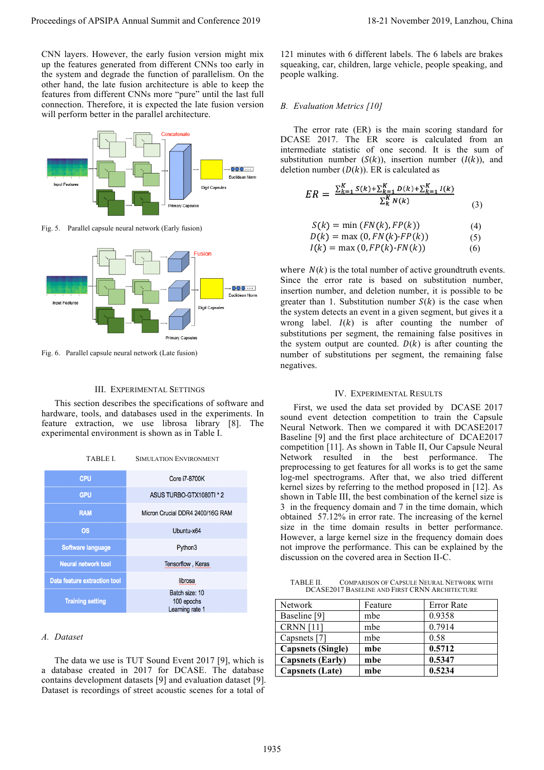CNN layers. However, the early fusion version might mix up the features generated from different CNNs too early in the system and degrade the function of parallelism. On the other hand, the late fusion architecture is able to keep the features from different CNNs more "pure" until the last full connection. Therefore, it is expected the late fusion version will perform better in the parallel architecture.

Fig. 5. Parallel capsule neural network (Early fusion)

Fig. 6. Parallel capsule neural network (Late fusion)

## III. Experimental Settings

This section describes the specifications of software and hardware, tools, and databases used in the experiments. In feature extraction, we use librosa library [8]. The experimental environment is shown as in Table I.

TABLE I. Simulation Environment

| | |
|---|---|
| CPU | Core i7-8700K |
| GPU | ASUS TURBO-GTX1080TI * 2 |
| RAM | Micron Crucial DDR4 2400/16G RAM |
| OS | Ubuntu-x64 |
| Software language | Python3 |
| Neural network tool | Tensorflow , Keras |
| Data feature extraction tool | librosa |
| Training setting | Batch size: 10<br>100 epochs<br>Learning rate 1 |

### A. Dataset

The data we use is TUT Sound Event 2017 [9], which is a database created in 2017 for DCASE. The database contains development datasets [9] and evaluation dataset [9]. Dataset is recordings of street acoustic scenes for a total of 121 minutes with 6 different labels. The 6 labels are brakes squeaking, car, children, large vehicle, people speaking, and people walking.

### B. Evaluation Metrics [10]

The error rate (ER) is the main scoring standard for DCASE 2017. The ER score is calculated from an intermediate statistic of one second. It is the sum of substitution number ($S(k)$), insertion number ($I(k)$), and deletion number ($D(k)$). ER is calculated as

$$ER = \frac{\sum_{k=1}^{K} S(k) + \sum_{k=1}^{K} D(k) + \sum_{k=1}^{K} I(k)}{\sum_{k}^{K} N(k)} \quad (3)$$

$$S(k) = \min(FN(k), FP(k)) \quad (4)$$

$$D(k) = \max(0, FN(k)\text{-}FP(k)) \quad (5)$$

$$I(k) = \max(0, FP(k)\text{-}FN(k)) \quad (6)$$

where $N(k)$ is the total number of active groundtruth events. Since the error rate is based on substitution number, insertion number, and deletion number, it is possible to be greater than 1. Substitution number $S(k)$ is the case when the system detects an event in a given segment, but gives it a wrong label. $I(k)$ is after counting the number of substitutions per segment, the remaining false positives in the system output are counted. $D(k)$ is after counting the number of substitutions per segment, the remaining false negatives.

## IV. Experimental Results

First, we used the data set provided by DCASE 2017 sound event detection competition to train the Capsule Neural Network. Then we compared it with DCASE2017 Baseline [9] and the first place architecture of DCAE2017 competition [11]. As shown in Table II, Our Capsule Neural Network resulted in the best performance. The preprocessing to get features for all works is to get the same log-mel spectrograms. After that, we also tried different kernel sizes by referring to the method proposed in [12]. As shown in Table III, the best combination of the kernel size is 3 in the frequency domain and 7 in the time domain, which obtained 57.12% in error rate. The increasing of the kernel size in the time domain results in better performance. However, a large kernel size in the frequency domain does not improve the performance. This can be explained by the discussion on the covered area in Section II-C.

TABLE II. Comparison of Capsule Neural Network with DCASE2017 Baseline and First CRNN Architecture

| Network | Feature | Error Rate |
|---|---|---|
| Baseline [9] | mbe | 0.9358 |
| CRNN [11] | mbe | 0.7914 |
| Capsnets [7] | mbe | 0.58 |
| **Capsnets (Single)** | **mbe** | **0.5712** |
| **Capsnets (Early)** | **mbe** | **0.5347** |
| **Capsnets (Late)** | **mbe** | **0.5234** |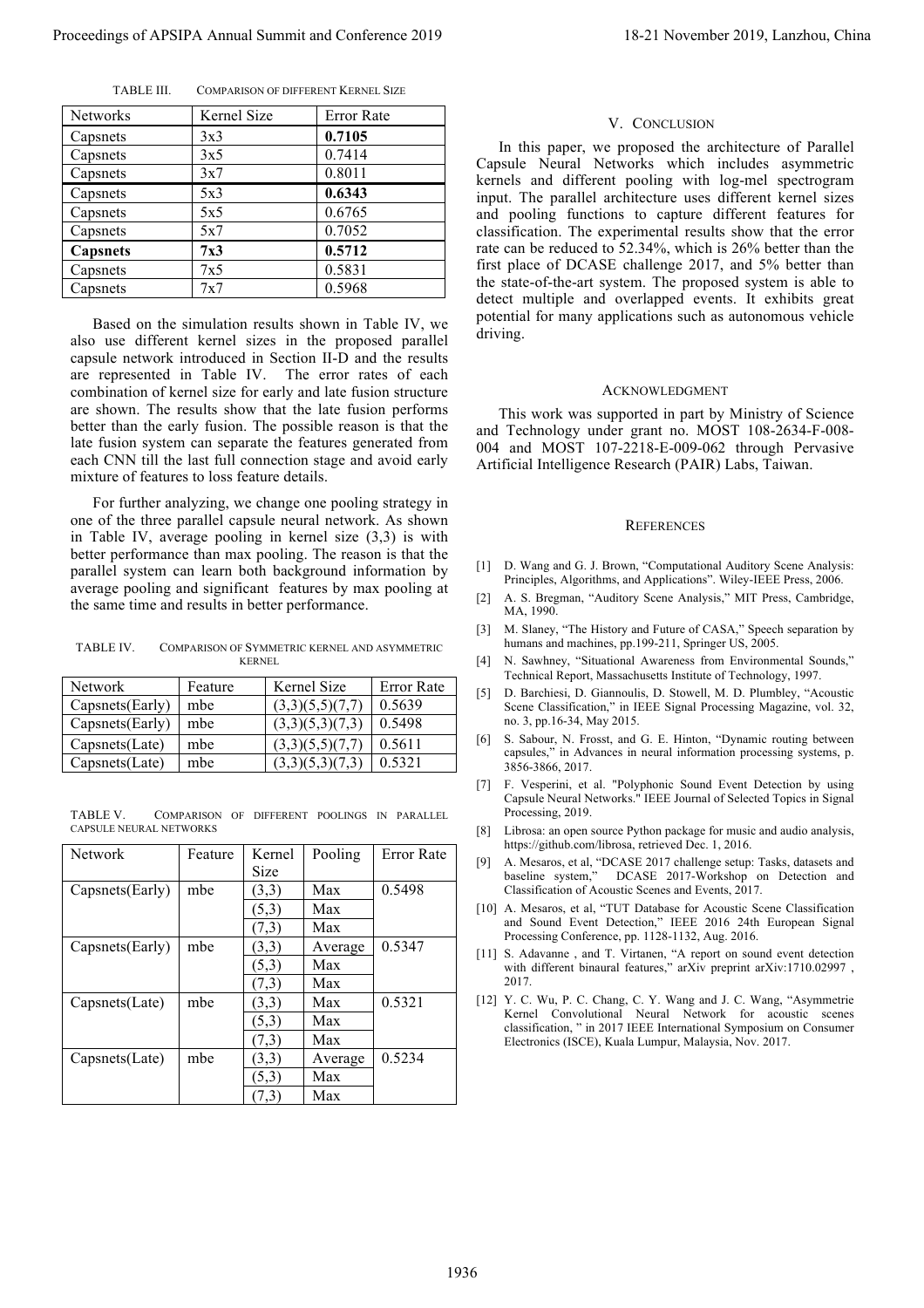TABLE III. COMPARISON OF DIFFERENT KERNEL SIZE

| Networks | Kernel Size | Error Rate |
|---|---|---|
| Capsnets | 3x3 | **0.7105** |
| Capsnets | 3x5 | 0.7414 |
| Capsnets | 3x7 | 0.8011 |
| Capsnets | 5x3 | **0.6343** |
| Capsnets | 5x5 | 0.6765 |
| Capsnets | 5x7 | 0.7052 |
| **Capsnets** | **7x3** | **0.5712** |
| Capsnets | 7x5 | 0.5831 |
| Capsnets | 7x7 | 0.5968 |

Based on the simulation results shown in Table IV, we also use different kernel sizes in the proposed parallel capsule network introduced in Section II-D and the results are represented in Table IV. The error rates of each combination of kernel size for early and late fusion structure are shown. The results show that the late fusion performs better than the early fusion. The possible reason is that the late fusion system can separate the features generated from each CNN till the last full connection stage and avoid early mixture of features to loss feature details.

For further analyzing, we change one pooling strategy in one of the three parallel capsule neural network. As shown in Table IV, average pooling in kernel size (3,3) is with better performance than max pooling. The reason is that the parallel system can learn both background information by average pooling and significant features by max pooling at the same time and results in better performance.

TABLE IV. COMPARISON OF SYMMETRIC KERNEL AND ASYMMETRIC KERNEL

| Network | Feature | Kernel Size | Error Rate |
|---|---|---|---|
| Capsnets(Early) | mbe | (3,3)(5,5)(7,7) | 0.5639 |
| Capsnets(Early) | mbe | (3,3)(5,3)(7,3) | 0.5498 |
| Capsnets(Late) | mbe | (3,3)(5,5)(7,7) | 0.5611 |
| Capsnets(Late) | mbe | (3,3)(5,3)(7,3) | 0.5321 |

TABLE V. COMPARISON OF DIFFERENT POOLINGS IN PARALLEL CAPSULE NEURAL NETWORKS

| Network | Feature | Kernel Size | Pooling | Error Rate |
|---|---|---|---|---|
| Capsnets(Early) | mbe | (3,3) | Max | 0.5498 |
| | | (5,3) | Max | |
| | | (7,3) | Max | |
| Capsnets(Early) | mbe | (3,3) | Average | 0.5347 |
| | | (5,3) | Max | |
| | | (7,3) | Max | |
| Capsnets(Late) | mbe | (3,3) | Max | 0.5321 |
| | | (5,3) | Max | |
| | | (7,3) | Max | |
| Capsnets(Late) | mbe | (3,3) | Average | 0.5234 |
| | | (5,3) | Max | |
| | | (7,3) | Max | |

## V. CONCLUSION

In this paper, we proposed the architecture of Parallel Capsule Neural Networks which includes asymmetric kernels and different pooling with log-mel spectrogram input. The parallel architecture uses different kernel sizes and pooling functions to capture different features for classification. The experimental results show that the error rate can be reduced to 52.34%, which is 26% better than the first place of DCASE challenge 2017, and 5% better than the state-of-the-art system. The proposed system is able to detect multiple and overlapped events. It exhibits great potential for many applications such as autonomous vehicle driving.

## ACKNOWLEDGMENT

This work was supported in part by Ministry of Science and Technology under grant no. MOST 108-2634-F-008-004 and MOST 107-2218-E-009-062 through Pervasive Artificial Intelligence Research (PAIR) Labs, Taiwan.

## REFERENCES

[1] D. Wang and G. J. Brown, "Computational Auditory Scene Analysis: Principles, Algorithms, and Applications". Wiley-IEEE Press, 2006.

[2] A. S. Bregman, "Auditory Scene Analysis," MIT Press, Cambridge, MA, 1990.

[3] M. Slaney, "The History and Future of CASA," Speech separation by humans and machines, pp.199-211, Springer US, 2005.

[4] N. Sawhney, "Situational Awareness from Environmental Sounds," Technical Report, Massachusetts Institute of Technology, 1997.

[5] D. Barchiesi, D. Giannoulis, D. Stowell, M. D. Plumbley, "Acoustic Scene Classification," in IEEE Signal Processing Magazine, vol. 32, no. 3, pp.16-34, May 2015.

[6] S. Sabour, N. Frosst, and G. E. Hinton, "Dynamic routing between capsules," in Advances in neural information processing systems, p. 3856-3866, 2017.

[7] F. Vesperini, et al. "Polyphonic Sound Event Detection by using Capsule Neural Networks." IEEE Journal of Selected Topics in Signal Processing, 2019.

[8] Librosa: an open source Python package for music and audio analysis, https://github.com/librosa, retrieved Dec. 1, 2016.

[9] A. Mesaros, et al, "DCASE 2017 challenge setup: Tasks, datasets and baseline system," DCASE 2017-Workshop on Detection and Classification of Acoustic Scenes and Events, 2017.

[10] A. Mesaros, et al, "TUT Database for Acoustic Scene Classification and Sound Event Detection," IEEE 2016 24th European Signal Processing Conference, pp. 1128-1132, Aug. 2016.

[11] S. Adavanne , and T. Virtanen, "A report on sound event detection with different binaural features," arXiv preprint arXiv:1710.02997 , 2017.

[12] Y. C. Wu, P. C. Chang, C. Y. Wang and J. C. Wang, "Asymmetrie Kernel Convolutional Neural Network for acoustic scenes classification, " in 2017 IEEE International Symposium on Consumer Electronics (ISCE), Kuala Lumpur, Malaysia, Nov. 2017.